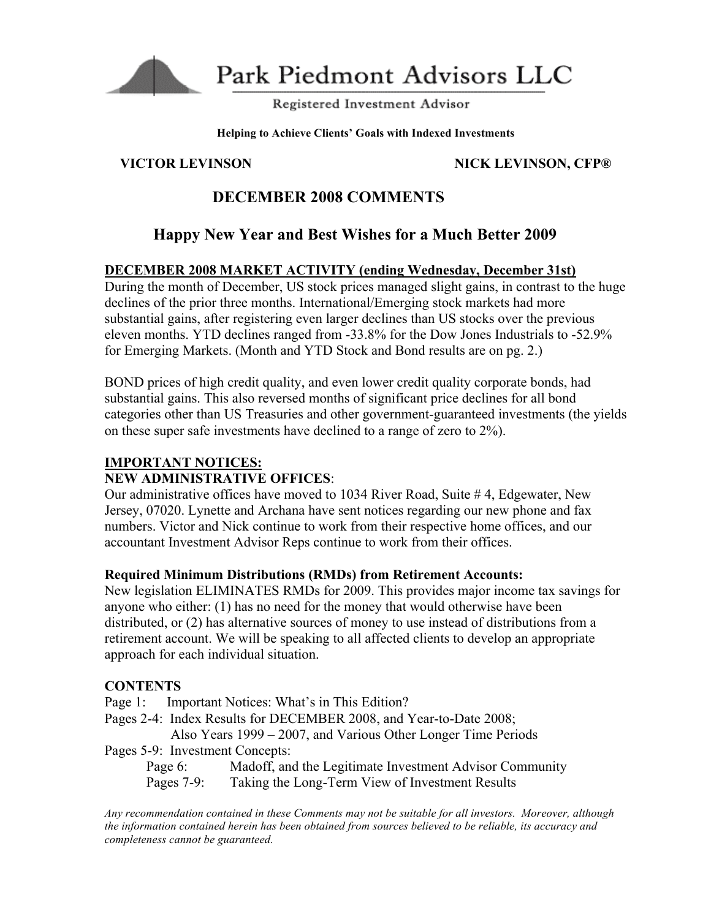# Park Piedmont Advisors LLC

Registered Investment Advisor

**Helping to Achieve Clients' Goals with Indexed Investments**

**VICTOR LEVINSON** **NICK LEVINSON, CFP®**

## DECEMBER 2008 COMMENTS

## Happy New Year and Best Wishes for a Much Better 2009

**DECEMBER 2008 MARKET ACTIVITY (ending Wednesday, December 31st)**

During the month of December, US stock prices managed slight gains, in contrast to the huge declines of the prior three months. International/Emerging stock markets had more substantial gains, after registering even larger declines than US stocks over the previous eleven months. YTD declines ranged from -33.8% for the Dow Jones Industrials to -52.9% for Emerging Markets. (Month and YTD Stock and Bond results are on pg. 2.)

BOND prices of high credit quality, and even lower credit quality corporate bonds, had substantial gains. This also reversed months of significant price declines for all bond categories other than US Treasuries and other government-guaranteed investments (the yields on these super safe investments have declined to a range of zero to 2%).

**IMPORTANT NOTICES:**

**NEW ADMINISTRATIVE OFFICES**:

Our administrative offices have moved to 1034 River Road, Suite # 4, Edgewater, New Jersey, 07020. Lynette and Archana have sent notices regarding our new phone and fax numbers. Victor and Nick continue to work from their respective home offices, and our accountant Investment Advisor Reps continue to work from their offices.

**Required Minimum Distributions (RMDs) from Retirement Accounts:**

New legislation ELIMINATES RMDs for 2009. This provides major income tax savings for anyone who either: (1) has no need for the money that would otherwise have been distributed, or (2) has alternative sources of money to use instead of distributions from a retirement account. We will be speaking to all affected clients to develop an appropriate approach for each individual situation.

**CONTENTS**

- Page 1: Important Notices: What's in This Edition?
- Pages 2-4: Index Results for DECEMBER 2008, and Year-to-Date 2008; Also Years 1999 – 2007, and Various Other Longer Time Periods
- Pages 5-9: Investment Concepts:
  - Page 6: Madoff, and the Legitimate Investment Advisor Community
  - Pages 7-9: Taking the Long-Term View of Investment Results

*Any recommendation contained in these Comments may not be suitable for all investors. Moreover, although the information contained herein has been obtained from sources believed to be reliable, its accuracy and completeness cannot be guaranteed.*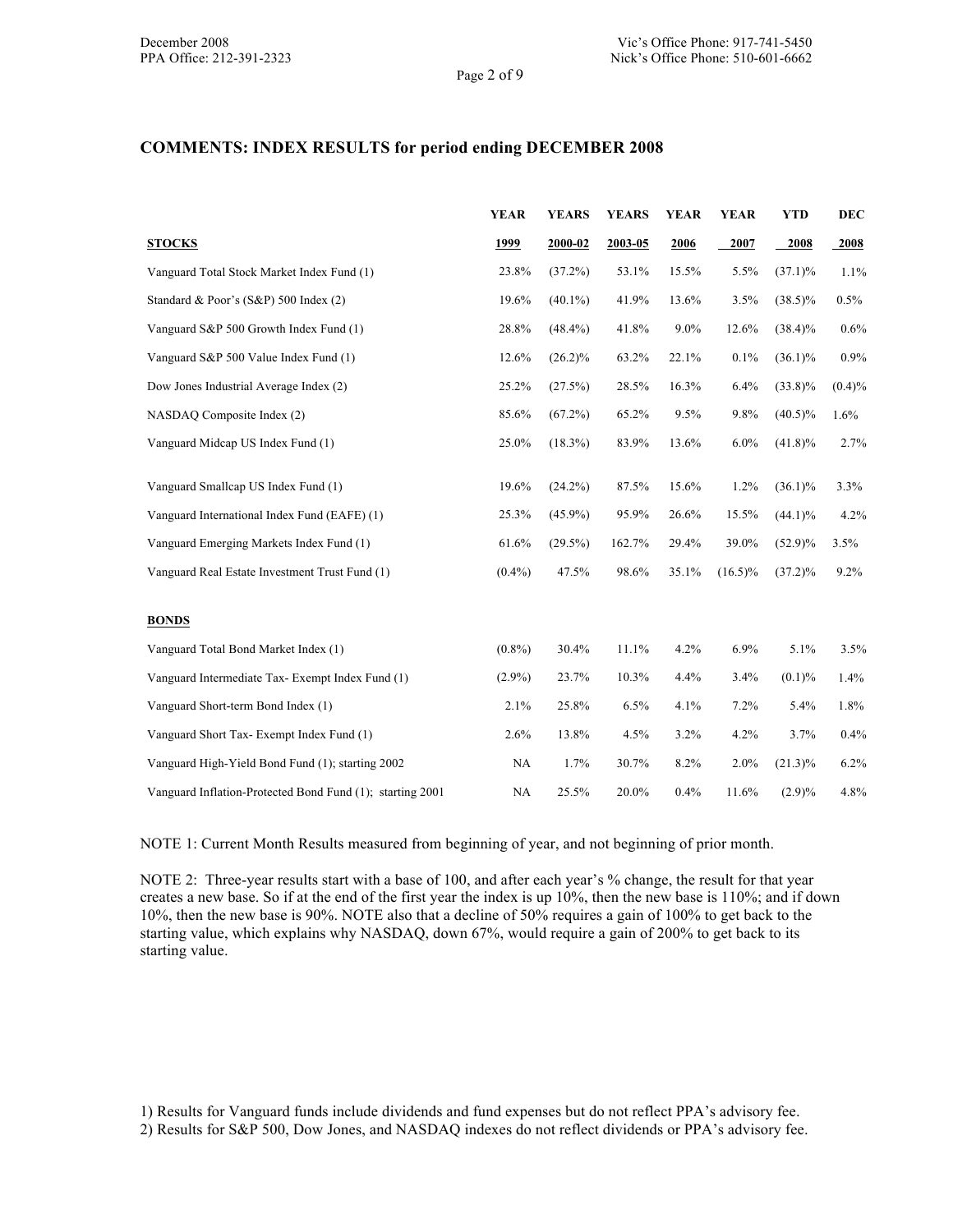## COMMENTS: INDEX RESULTS for period ending DECEMBER 2008

| | YEAR | YEARS | YEARS | YEAR | YEAR | YTD | DEC |
|---|---|---|---|---|---|---|---|
| **STOCKS** | 1999 | 2000-02 | 2003-05 | 2006 | 2007 | 2008 | 2008 |
| Vanguard Total Stock Market Index Fund (1) | 23.8% | (37.2%) | 53.1% | 15.5% | 5.5% | (37.1)% | 1.1% |
| Standard & Poor's (S&P) 500 Index (2) | 19.6% | (40.1%) | 41.9% | 13.6% | 3.5% | (38.5)% | 0.5% |
| Vanguard S&P 500 Growth Index Fund (1) | 28.8% | (48.4%) | 41.8% | 9.0% | 12.6% | (38.4)% | 0.6% |
| Vanguard S&P 500 Value Index Fund (1) | 12.6% | (26.2)% | 63.2% | 22.1% | 0.1% | (36.1)% | 0.9% |
| Dow Jones Industrial Average Index (2) | 25.2% | (27.5%) | 28.5% | 16.3% | 6.4% | (33.8)% | (0.4)% |
| NASDAQ Composite Index (2) | 85.6% | (67.2%) | 65.2% | 9.5% | 9.8% | (40.5)% | 1.6% |
| Vanguard Midcap US Index Fund (1) | 25.0% | (18.3%) | 83.9% | 13.6% | 6.0% | (41.8)% | 2.7% |
| Vanguard Smallcap US Index Fund (1) | 19.6% | (24.2%) | 87.5% | 15.6% | 1.2% | (36.1)% | 3.3% |
| Vanguard International Index Fund (EAFE) (1) | 25.3% | (45.9%) | 95.9% | 26.6% | 15.5% | (44.1)% | 4.2% |
| Vanguard Emerging Markets Index Fund (1) | 61.6% | (29.5%) | 162.7% | 29.4% | 39.0% | (52.9)% | 3.5% |
| Vanguard Real Estate Investment Trust Fund (1) | (0.4%) | 47.5% | 98.6% | 35.1% | (16.5)% | (37.2)% | 9.2% |
| **BONDS** | | | | | | | |
| Vanguard Total Bond Market Index (1) | (0.8%) | 30.4% | 11.1% | 4.2% | 6.9% | 5.1% | 3.5% |
| Vanguard Intermediate Tax- Exempt Index Fund (1) | (2.9%) | 23.7% | 10.3% | 4.4% | 3.4% | (0.1)% | 1.4% |
| Vanguard Short-term Bond Index (1) | 2.1% | 25.8% | 6.5% | 4.1% | 7.2% | 5.4% | 1.8% |
| Vanguard Short Tax- Exempt Index Fund (1) | 2.6% | 13.8% | 4.5% | 3.2% | 4.2% | 3.7% | 0.4% |
| Vanguard High-Yield Bond Fund (1); starting 2002 | NA | 1.7% | 30.7% | 8.2% | 2.0% | (21.3)% | 6.2% |
| Vanguard Inflation-Protected Bond Fund (1); starting 2001 | NA | 25.5% | 20.0% | 0.4% | 11.6% | (2.9)% | 4.8% |

NOTE 1: Current Month Results measured from beginning of year, and not beginning of prior month.

NOTE 2: Three-year results start with a base of 100, and after each year's % change, the result for that year creates a new base. So if at the end of the first year the index is up 10%, then the new base is 110%; and if down 10%, then the new base is 90%. NOTE also that a decline of 50% requires a gain of 100% to get back to the starting value, which explains why NASDAQ, down 67%, would require a gain of 200% to get back to its starting value.

1) Results for Vanguard funds include dividends and fund expenses but do not reflect PPA's advisory fee.
2) Results for S&P 500, Dow Jones, and NASDAQ indexes do not reflect dividends or PPA's advisory fee.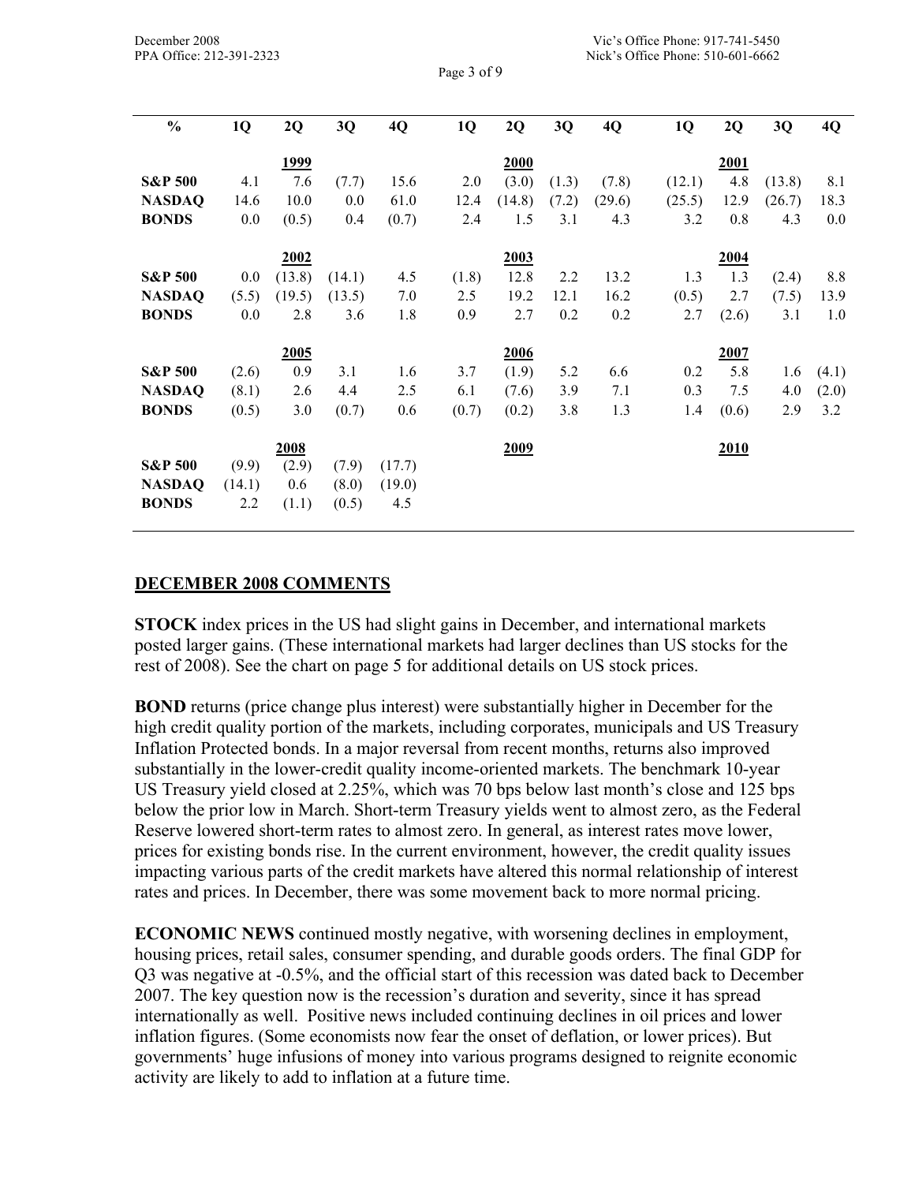| % | 1Q | 2Q | 3Q | 4Q | 1Q | 2Q | 3Q | 4Q | 1Q | 2Q | 3Q | 4Q |
|---|---|---|---|---|---|---|---|---|---|---|---|---|
| | | **1999** | | | | **2000** | | | | **2001** | | |
| **S&P 500** | 4.1 | 7.6 | (7.7) | 15.6 | 2.0 | (3.0) | (1.3) | (7.8) | (12.1) | 4.8 | (13.8) | 8.1 |
| **NASDAQ** | 14.6 | 10.0 | 0.0 | 61.0 | 12.4 | (14.8) | (7.2) | (29.6) | (25.5) | 12.9 | (26.7) | 18.3 |
| **BONDS** | 0.0 | (0.5) | 0.4 | (0.7) | 2.4 | 1.5 | 3.1 | 4.3 | 3.2 | 0.8 | 4.3 | 0.0 |
| | | **2002** | | | | **2003** | | | | **2004** | | |
| **S&P 500** | 0.0 | (13.8) | (14.1) | 4.5 | (1.8) | 12.8 | 2.2 | 13.2 | 1.3 | 1.3 | (2.4) | 8.8 |
| **NASDAQ** | (5.5) | (19.5) | (13.5) | 7.0 | 2.5 | 19.2 | 12.1 | 16.2 | (0.5) | 2.7 | (7.5) | 13.9 |
| **BONDS** | 0.0 | 2.8 | 3.6 | 1.8 | 0.9 | 2.7 | 0.2 | 0.2 | 2.7 | (2.6) | 3.1 | 1.0 |
| | | **2005** | | | | **2006** | | | | **2007** | | |
| **S&P 500** | (2.6) | 0.9 | 3.1 | 1.6 | 3.7 | (1.9) | 5.2 | 6.6 | 0.2 | 5.8 | 1.6 | (4.1) |
| **NASDAQ** | (8.1) | 2.6 | 4.4 | 2.5 | 6.1 | (7.6) | 3.9 | 7.1 | 0.3 | 7.5 | 4.0 | (2.0) |
| **BONDS** | (0.5) | 3.0 | (0.7) | 0.6 | (0.7) | (0.2) | 3.8 | 1.3 | 1.4 | (0.6) | 2.9 | 3.2 |
| | | **2008** | | | | **2009** | | | | **2010** | | |
| **S&P 500** | (9.9) | (2.9) | (7.9) | (17.7) | | | | | | | | |
| **NASDAQ** | (14.1) | 0.6 | (8.0) | (19.0) | | | | | | | | |
| **BONDS** | 2.2 | (1.1) | (0.5) | 4.5 | | | | | | | | |

## DECEMBER 2008 COMMENTS

**STOCK** index prices in the US had slight gains in December, and international markets posted larger gains. (These international markets had larger declines than US stocks for the rest of 2008). See the chart on page 5 for additional details on US stock prices.

**BOND** returns (price change plus interest) were substantially higher in December for the high credit quality portion of the markets, including corporates, municipals and US Treasury Inflation Protected bonds. In a major reversal from recent months, returns also improved substantially in the lower-credit quality income-oriented markets. The benchmark 10-year US Treasury yield closed at 2.25%, which was 70 bps below last month's close and 125 bps below the prior low in March. Short-term Treasury yields went to almost zero, as the Federal Reserve lowered short-term rates to almost zero. In general, as interest rates move lower, prices for existing bonds rise. In the current environment, however, the credit quality issues impacting various parts of the credit markets have altered this normal relationship of interest rates and prices. In December, there was some movement back to more normal pricing.

**ECONOMIC NEWS** continued mostly negative, with worsening declines in employment, housing prices, retail sales, consumer spending, and durable goods orders. The final GDP for Q3 was negative at -0.5%, and the official start of this recession was dated back to December 2007. The key question now is the recession's duration and severity, since it has spread internationally as well. Positive news included continuing declines in oil prices and lower inflation figures. (Some economists now fear the onset of deflation, or lower prices). But governments' huge infusions of money into various programs designed to reignite economic activity are likely to add to inflation at a future time.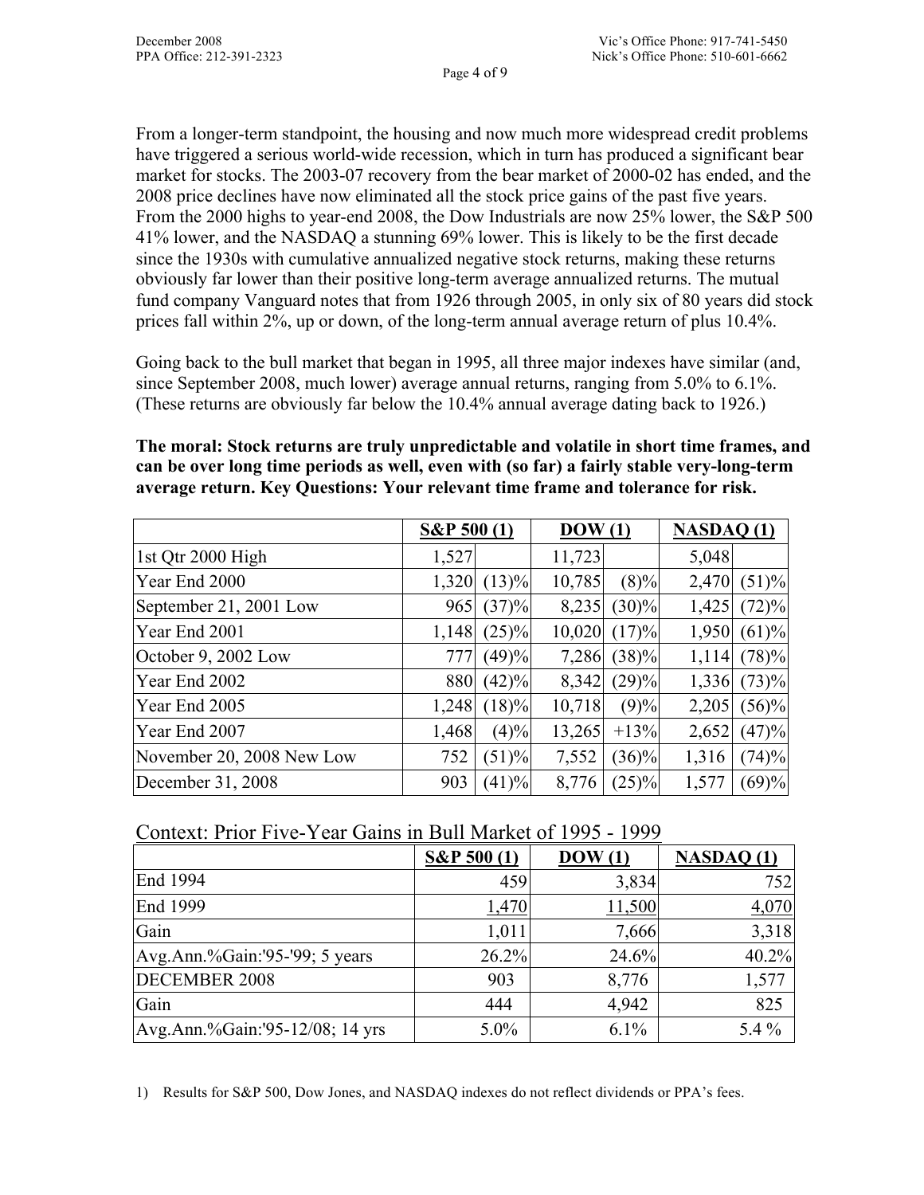From a longer-term standpoint, the housing and now much more widespread credit problems have triggered a serious world-wide recession, which in turn has produced a significant bear market for stocks. The 2003-07 recovery from the bear market of 2000-02 has ended, and the 2008 price declines have now eliminated all the stock price gains of the past five years. From the 2000 highs to year-end 2008, the Dow Industrials are now 25% lower, the S&P 500 41% lower, and the NASDAQ a stunning 69% lower. This is likely to be the first decade since the 1930s with cumulative annualized negative stock returns, making these returns obviously far lower than their positive long-term average annualized returns. The mutual fund company Vanguard notes that from 1926 through 2005, in only six of 80 years did stock prices fall within 2%, up or down, of the long-term annual average return of plus 10.4%.

Going back to the bull market that began in 1995, all three major indexes have similar (and, since September 2008, much lower) average annual returns, ranging from 5.0% to 6.1%. (These returns are obviously far below the 10.4% annual average dating back to 1926.)

**The moral: Stock returns are truly unpredictable and volatile in short time frames, and can be over long time periods as well, even with (so far) a fairly stable very-long-term average return. Key Questions: Your relevant time frame and tolerance for risk.**

| | S&P 500 (1) | | DOW (1) | | NASDAQ (1) | |
|---|---|---|---|---|---|---|
| 1st Qtr 2000 High | 1,527 | | 11,723 | | 5,048 | |
| Year End 2000 | 1,320 | (13)% | 10,785 | (8)% | 2,470 | (51)% |
| September 21, 2001 Low | 965 | (37)% | 8,235 | (30)% | 1,425 | (72)% |
| Year End 2001 | 1,148 | (25)% | 10,020 | (17)% | 1,950 | (61)% |
| October 9, 2002 Low | 777 | (49)% | 7,286 | (38)% | 1,114 | (78)% |
| Year End 2002 | 880 | (42)% | 8,342 | (29)% | 1,336 | (73)% |
| Year End 2005 | 1,248 | (18)% | 10,718 | (9)% | 2,205 | (56)% |
| Year End 2007 | 1,468 | (4)% | 13,265 | +13% | 2,652 | (47)% |
| November 20, 2008 New Low | 752 | (51)% | 7,552 | (36)% | 1,316 | (74)% |
| December 31, 2008 | 903 | (41)% | 8,776 | (25)% | 1,577 | (69)% |

Context: Prior Five-Year Gains in Bull Market of 1995 - 1999

| | S&P 500 (1) | DOW (1) | NASDAQ (1) |
|---|---|---|---|
| End 1994 | 459 | 3,834 | 752 |
| End 1999 | 1,470 | 11,500 | 4,070 |
| Gain | 1,011 | 7,666 | 3,318 |
| Avg.Ann.%Gain:'95-'99; 5 years | 26.2% | 24.6% | 40.2% |
| DECEMBER 2008 | 903 | 8,776 | 1,577 |
| Gain | 444 | 4,942 | 825 |
| Avg.Ann.%Gain:'95-12/08; 14 yrs | 5.0% | 6.1% | 5.4 % |

1) Results for S&P 500, Dow Jones, and NASDAQ indexes do not reflect dividends or PPA's fees.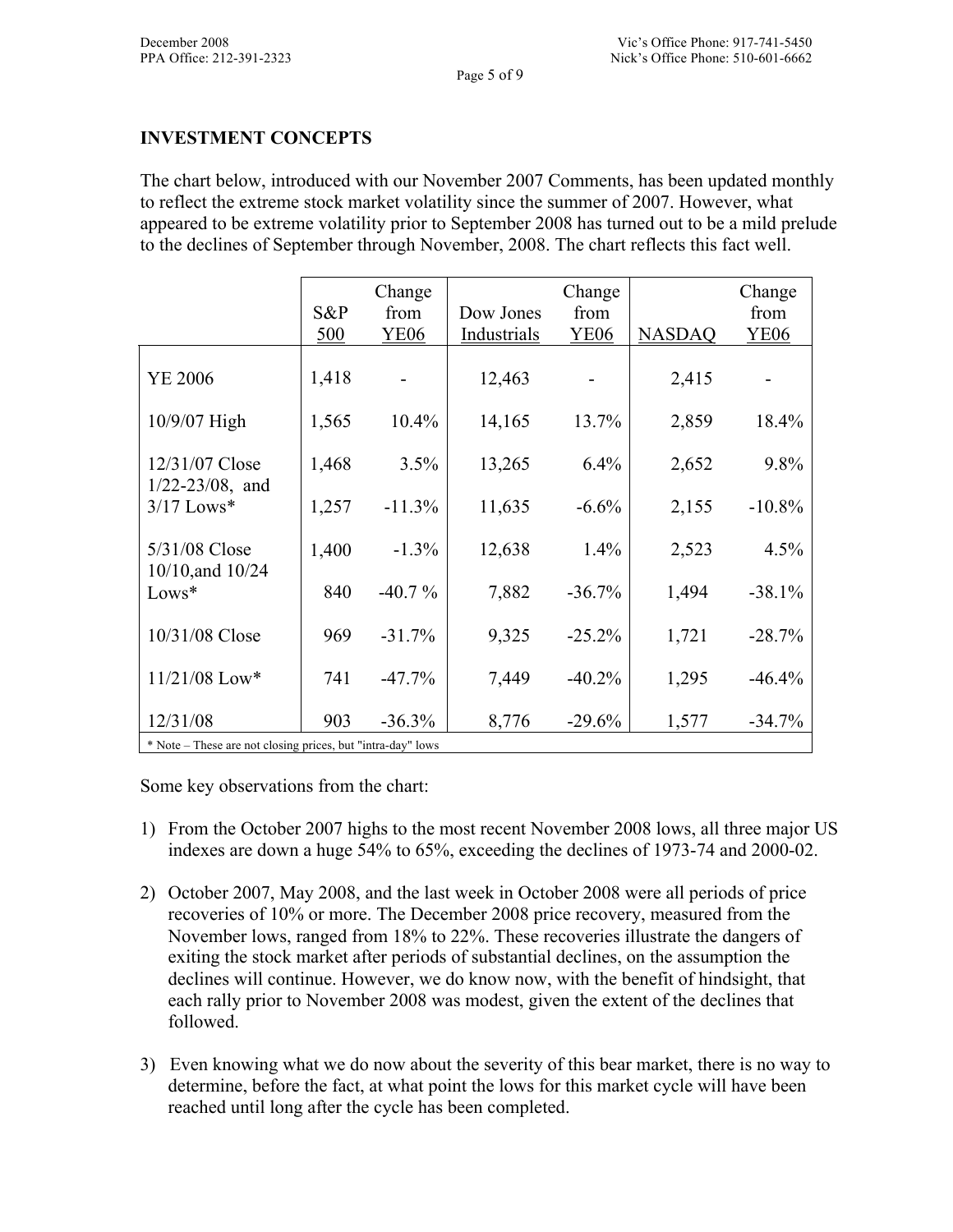## INVESTMENT CONCEPTS

The chart below, introduced with our November 2007 Comments, has been updated monthly to reflect the extreme stock market volatility since the summer of 2007. However, what appeared to be extreme volatility prior to September 2008 has turned out to be a mild prelude to the declines of September through November, 2008. The chart reflects this fact well.

| | S&P 500 | Change from YE06 | Dow Jones Industrials | Change from YE06 | NASDAQ | Change from YE06 |
|---|---|---|---|---|---|---|
| YE 2006 | 1,418 | - | 12,463 | - | 2,415 | - |
| 10/9/07 High | 1,565 | 10.4% | 14,165 | 13.7% | 2,859 | 18.4% |
| 12/31/07 Close | 1,468 | 3.5% | 13,265 | 6.4% | 2,652 | 9.8% |
| 1/22-23/08, and 3/17 Lows* | 1,257 | -11.3% | 11,635 | -6.6% | 2,155 | -10.8% |
| 5/31/08 Close | 1,400 | -1.3% | 12,638 | 1.4% | 2,523 | 4.5% |
| 10/10,and 10/24 Lows* | 840 | -40.7 % | 7,882 | -36.7% | 1,494 | -38.1% |
| 10/31/08 Close | 969 | -31.7% | 9,325 | -25.2% | 1,721 | -28.7% |
| 11/21/08 Low* | 741 | -47.7% | 7,449 | -40.2% | 1,295 | -46.4% |
| 12/31/08 | 903 | -36.3% | 8,776 | -29.6% | 1,577 | -34.7% |

\* Note – These are not closing prices, but "intra-day" lows

Some key observations from the chart:

1) From the October 2007 highs to the most recent November 2008 lows, all three major US indexes are down a huge 54% to 65%, exceeding the declines of 1973-74 and 2000-02.

2) October 2007, May 2008, and the last week in October 2008 were all periods of price recoveries of 10% or more. The December 2008 price recovery, measured from the November lows, ranged from 18% to 22%. These recoveries illustrate the dangers of exiting the stock market after periods of substantial declines, on the assumption the declines will continue. However, we do know now, with the benefit of hindsight, that each rally prior to November 2008 was modest, given the extent of the declines that followed.

3) Even knowing what we do now about the severity of this bear market, there is no way to determine, before the fact, at what point the lows for this market cycle will have been reached until long after the cycle has been completed.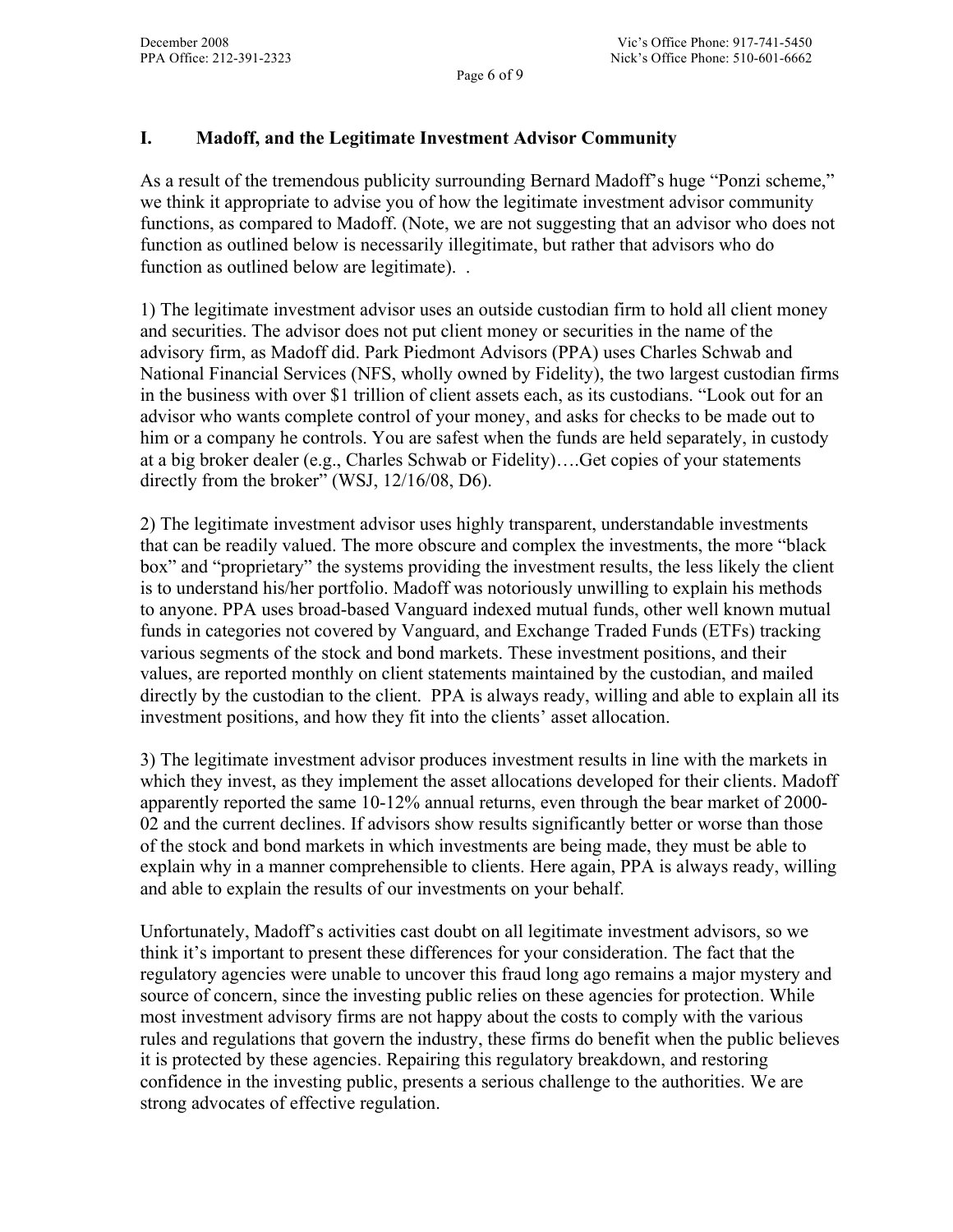## I. Madoff, and the Legitimate Investment Advisor Community

As a result of the tremendous publicity surrounding Bernard Madoff's huge "Ponzi scheme," we think it appropriate to advise you of how the legitimate investment advisor community functions, as compared to Madoff. (Note, we are not suggesting that an advisor who does not function as outlined below is necessarily illegitimate, but rather that advisors who do function as outlined below are legitimate). .

1) The legitimate investment advisor uses an outside custodian firm to hold all client money and securities. The advisor does not put client money or securities in the name of the advisory firm, as Madoff did. Park Piedmont Advisors (PPA) uses Charles Schwab and National Financial Services (NFS, wholly owned by Fidelity), the two largest custodian firms in the business with over $1 trillion of client assets each, as its custodians. "Look out for an advisor who wants complete control of your money, and asks for checks to be made out to him or a company he controls. You are safest when the funds are held separately, in custody at a big broker dealer (e.g., Charles Schwab or Fidelity)….Get copies of your statements directly from the broker" (WSJ, 12/16/08, D6).

2) The legitimate investment advisor uses highly transparent, understandable investments that can be readily valued. The more obscure and complex the investments, the more "black box" and "proprietary" the systems providing the investment results, the less likely the client is to understand his/her portfolio. Madoff was notoriously unwilling to explain his methods to anyone. PPA uses broad-based Vanguard indexed mutual funds, other well known mutual funds in categories not covered by Vanguard, and Exchange Traded Funds (ETFs) tracking various segments of the stock and bond markets. These investment positions, and their values, are reported monthly on client statements maintained by the custodian, and mailed directly by the custodian to the client. PPA is always ready, willing and able to explain all its investment positions, and how they fit into the clients' asset allocation.

3) The legitimate investment advisor produces investment results in line with the markets in which they invest, as they implement the asset allocations developed for their clients. Madoff apparently reported the same 10-12% annual returns, even through the bear market of 2000-02 and the current declines. If advisors show results significantly better or worse than those of the stock and bond markets in which investments are being made, they must be able to explain why in a manner comprehensible to clients. Here again, PPA is always ready, willing and able to explain the results of our investments on your behalf.

Unfortunately, Madoff's activities cast doubt on all legitimate investment advisors, so we think it's important to present these differences for your consideration. The fact that the regulatory agencies were unable to uncover this fraud long ago remains a major mystery and source of concern, since the investing public relies on these agencies for protection. While most investment advisory firms are not happy about the costs to comply with the various rules and regulations that govern the industry, these firms do benefit when the public believes it is protected by these agencies. Repairing this regulatory breakdown, and restoring confidence in the investing public, presents a serious challenge to the authorities. We are strong advocates of effective regulation.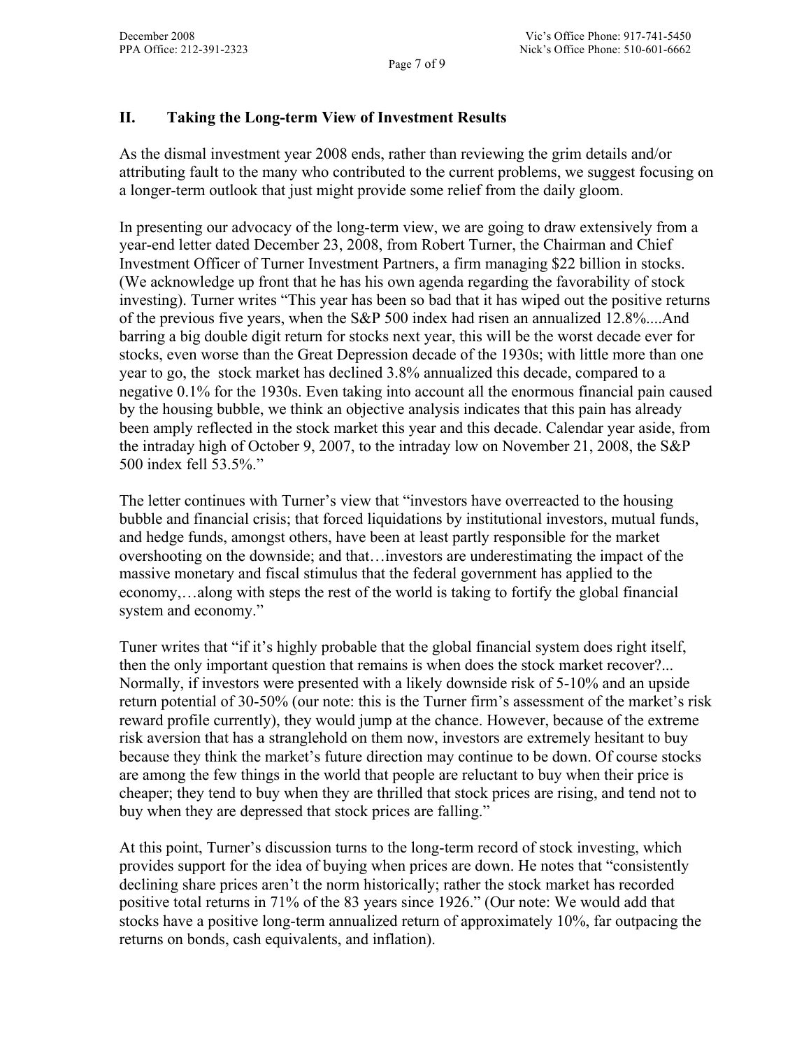## II. Taking the Long-term View of Investment Results

As the dismal investment year 2008 ends, rather than reviewing the grim details and/or attributing fault to the many who contributed to the current problems, we suggest focusing on a longer-term outlook that just might provide some relief from the daily gloom.

In presenting our advocacy of the long-term view, we are going to draw extensively from a year-end letter dated December 23, 2008, from Robert Turner, the Chairman and Chief Investment Officer of Turner Investment Partners, a firm managing $22 billion in stocks. (We acknowledge up front that he has his own agenda regarding the favorability of stock investing). Turner writes "This year has been so bad that it has wiped out the positive returns of the previous five years, when the S&P 500 index had risen an annualized 12.8%....And barring a big double digit return for stocks next year, this will be the worst decade ever for stocks, even worse than the Great Depression decade of the 1930s; with little more than one year to go, the stock market has declined 3.8% annualized this decade, compared to a negative 0.1% for the 1930s. Even taking into account all the enormous financial pain caused by the housing bubble, we think an objective analysis indicates that this pain has already been amply reflected in the stock market this year and this decade. Calendar year aside, from the intraday high of October 9, 2007, to the intraday low on November 21, 2008, the S&P 500 index fell 53.5%."

The letter continues with Turner's view that "investors have overreacted to the housing bubble and financial crisis; that forced liquidations by institutional investors, mutual funds, and hedge funds, amongst others, have been at least partly responsible for the market overshooting on the downside; and that…investors are underestimating the impact of the massive monetary and fiscal stimulus that the federal government has applied to the economy,…along with steps the rest of the world is taking to fortify the global financial system and economy."

Tuner writes that "if it's highly probable that the global financial system does right itself, then the only important question that remains is when does the stock market recover?... Normally, if investors were presented with a likely downside risk of 5-10% and an upside return potential of 30-50% (our note: this is the Turner firm's assessment of the market's risk reward profile currently), they would jump at the chance. However, because of the extreme risk aversion that has a stranglehold on them now, investors are extremely hesitant to buy because they think the market's future direction may continue to be down. Of course stocks are among the few things in the world that people are reluctant to buy when their price is cheaper; they tend to buy when they are thrilled that stock prices are rising, and tend not to buy when they are depressed that stock prices are falling."

At this point, Turner's discussion turns to the long-term record of stock investing, which provides support for the idea of buying when prices are down. He notes that "consistently declining share prices aren't the norm historically; rather the stock market has recorded positive total returns in 71% of the 83 years since 1926." (Our note: We would add that stocks have a positive long-term annualized return of approximately 10%, far outpacing the returns on bonds, cash equivalents, and inflation).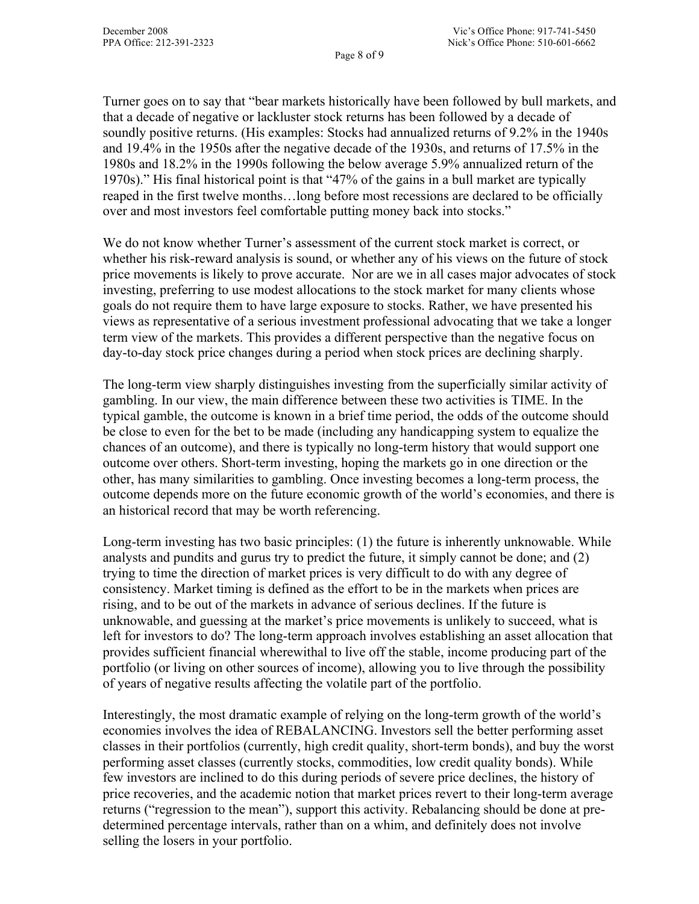Turner goes on to say that "bear markets historically have been followed by bull markets, and that a decade of negative or lackluster stock returns has been followed by a decade of soundly positive returns. (His examples: Stocks had annualized returns of 9.2% in the 1940s and 19.4% in the 1950s after the negative decade of the 1930s, and returns of 17.5% in the 1980s and 18.2% in the 1990s following the below average 5.9% annualized return of the 1970s)." His final historical point is that "47% of the gains in a bull market are typically reaped in the first twelve months…long before most recessions are declared to be officially over and most investors feel comfortable putting money back into stocks."

We do not know whether Turner's assessment of the current stock market is correct, or whether his risk-reward analysis is sound, or whether any of his views on the future of stock price movements is likely to prove accurate. Nor are we in all cases major advocates of stock investing, preferring to use modest allocations to the stock market for many clients whose goals do not require them to have large exposure to stocks. Rather, we have presented his views as representative of a serious investment professional advocating that we take a longer term view of the markets. This provides a different perspective than the negative focus on day-to-day stock price changes during a period when stock prices are declining sharply.

The long-term view sharply distinguishes investing from the superficially similar activity of gambling. In our view, the main difference between these two activities is TIME. In the typical gamble, the outcome is known in a brief time period, the odds of the outcome should be close to even for the bet to be made (including any handicapping system to equalize the chances of an outcome), and there is typically no long-term history that would support one outcome over others. Short-term investing, hoping the markets go in one direction or the other, has many similarities to gambling. Once investing becomes a long-term process, the outcome depends more on the future economic growth of the world's economies, and there is an historical record that may be worth referencing.

Long-term investing has two basic principles: (1) the future is inherently unknowable. While analysts and pundits and gurus try to predict the future, it simply cannot be done; and (2) trying to time the direction of market prices is very difficult to do with any degree of consistency. Market timing is defined as the effort to be in the markets when prices are rising, and to be out of the markets in advance of serious declines. If the future is unknowable, and guessing at the market's price movements is unlikely to succeed, what is left for investors to do? The long-term approach involves establishing an asset allocation that provides sufficient financial wherewithal to live off the stable, income producing part of the portfolio (or living on other sources of income), allowing you to live through the possibility of years of negative results affecting the volatile part of the portfolio.

Interestingly, the most dramatic example of relying on the long-term growth of the world's economies involves the idea of REBALANCING. Investors sell the better performing asset classes in their portfolios (currently, high credit quality, short-term bonds), and buy the worst performing asset classes (currently stocks, commodities, low credit quality bonds). While few investors are inclined to do this during periods of severe price declines, the history of price recoveries, and the academic notion that market prices revert to their long-term average returns ("regression to the mean"), support this activity. Rebalancing should be done at pre-determined percentage intervals, rather than on a whim, and definitely does not involve selling the losers in your portfolio.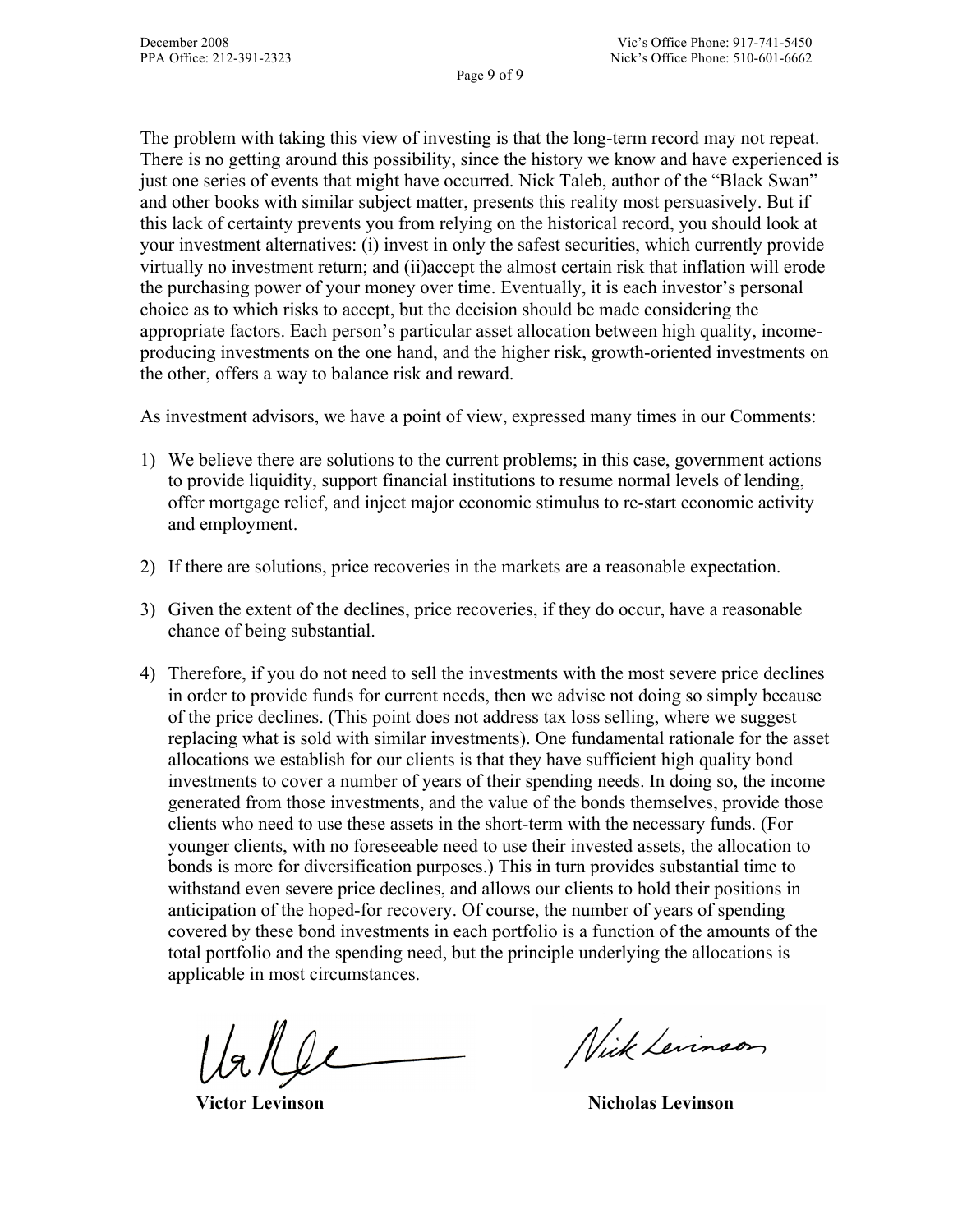The problem with taking this view of investing is that the long-term record may not repeat. There is no getting around this possibility, since the history we know and have experienced is just one series of events that might have occurred. Nick Taleb, author of the "Black Swan" and other books with similar subject matter, presents this reality most persuasively. But if this lack of certainty prevents you from relying on the historical record, you should look at your investment alternatives: (i) invest in only the safest securities, which currently provide virtually no investment return; and (ii)accept the almost certain risk that inflation will erode the purchasing power of your money over time. Eventually, it is each investor's personal choice as to which risks to accept, but the decision should be made considering the appropriate factors. Each person's particular asset allocation between high quality, income-producing investments on the one hand, and the higher risk, growth-oriented investments on the other, offers a way to balance risk and reward.

As investment advisors, we have a point of view, expressed many times in our Comments:

1) We believe there are solutions to the current problems; in this case, government actions to provide liquidity, support financial institutions to resume normal levels of lending, offer mortgage relief, and inject major economic stimulus to re-start economic activity and employment.

2) If there are solutions, price recoveries in the markets are a reasonable expectation.

3) Given the extent of the declines, price recoveries, if they do occur, have a reasonable chance of being substantial.

4) Therefore, if you do not need to sell the investments with the most severe price declines in order to provide funds for current needs, then we advise not doing so simply because of the price declines. (This point does not address tax loss selling, where we suggest replacing what is sold with similar investments). One fundamental rationale for the asset allocations we establish for our clients is that they have sufficient high quality bond investments to cover a number of years of their spending needs. In doing so, the income generated from those investments, and the value of the bonds themselves, provide those clients who need to use these assets in the short-term with the necessary funds. (For younger clients, with no foreseeable need to use their invested assets, the allocation to bonds is more for diversification purposes.) This in turn provides substantial time to withstand even severe price declines, and allows our clients to hold their positions in anticipation of the hoped-for recovery. Of course, the number of years of spending covered by these bond investments in each portfolio is a function of the amounts of the total portfolio and the spending need, but the principle underlying the allocations is applicable in most circumstances.

**Victor Levinson** **Nicholas Levinson**